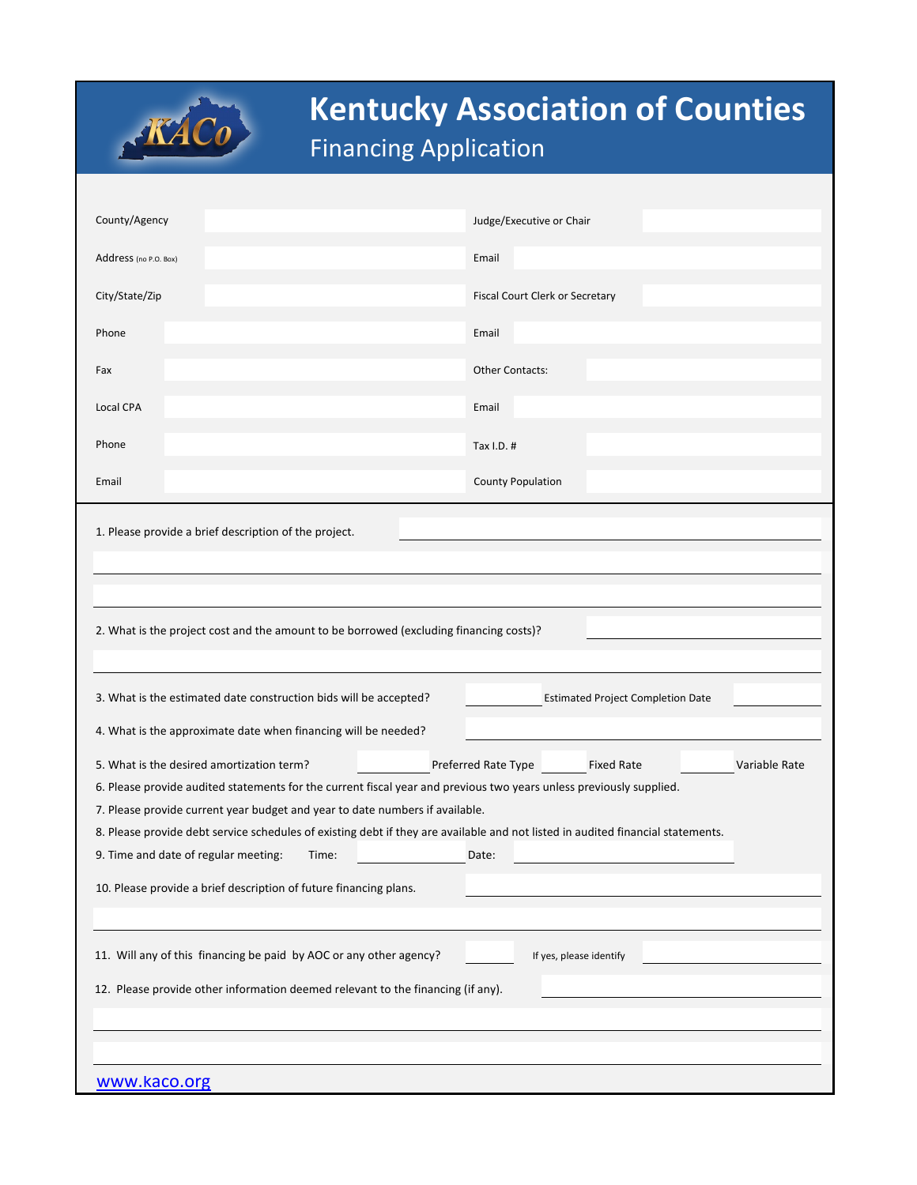# Kentucky Association of Counties

## Financing Application

| | | | |
|---|---|---|---|
| County/Agency | | Judge/Executive or Chair | |
| Address (no P.O. Box) | | Email | |
| City/State/Zip | | Fiscal Court Clerk or Secretary | |
| Phone | | Email | |
| Fax | | Other Contacts: | |
| Local CPA | | Email | |
| Phone | | Tax I.D. # | |
| Email | | County Population | |

1. Please provide a brief description of the project.

2. What is the project cost and the amount to be borrowed (excluding financing costs)?

3. What is the estimated date construction bids will be accepted? Estimated Project Completion Date

4. What is the approximate date when financing will be needed?

5. What is the desired amortization term? Preferred Rate Type Fixed Rate Variable Rate

6. Please provide audited statements for the current fiscal year and previous two years unless previously supplied.

7. Please provide current year budget and year to date numbers if available.

8. Please provide debt service schedules of existing debt if they are available and not listed in audited financial statements.

9. Time and date of regular meeting: Time: Date:

10. Please provide a brief description of future financing plans.

11. Will any of this financing be paid by AOC or any other agency? If yes, please identify

12. Please provide other information deemed relevant to the financing (if any).

www.kaco.org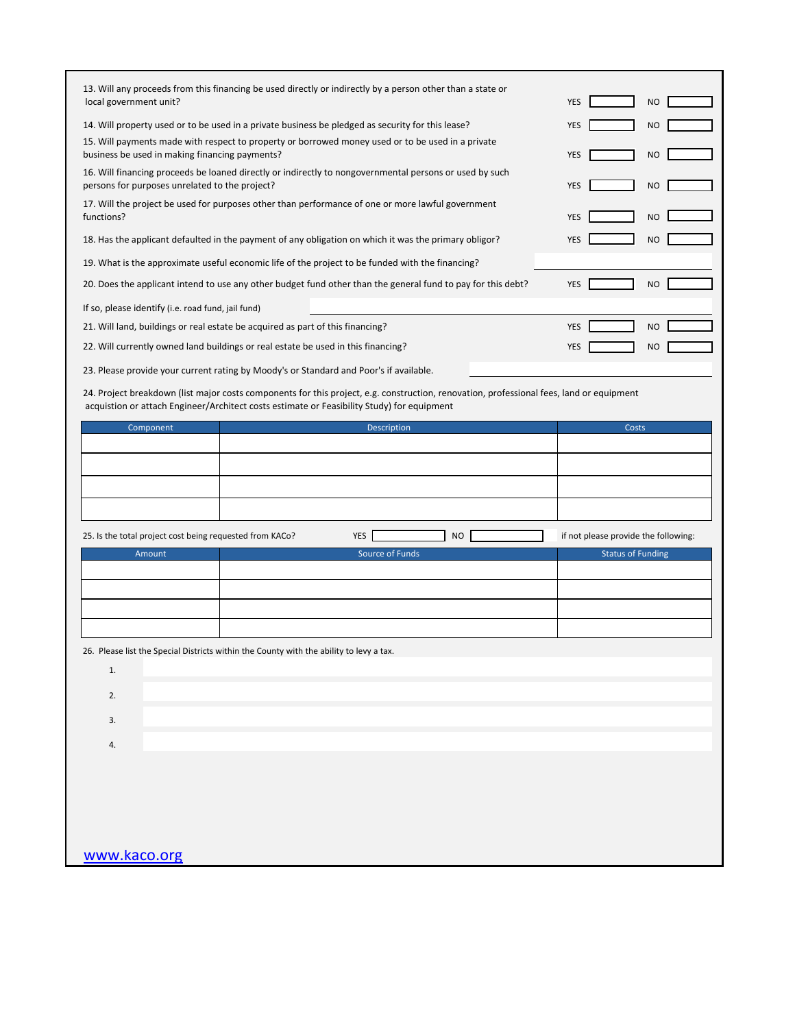13. Will any proceeds from this financing be used directly or indirectly by a person other than a state or local government unit? YES ☐ NO ☐

14. Will property used or to be used in a private business be pledged as security for this lease? YES ☐ NO ☐

15. Will payments made with respect to property or borrowed money used or to be used in a private business be used in making financing payments? YES ☐ NO ☐

16. Will financing proceeds be loaned directly or indirectly to nongovernmental persons or used by such persons for purposes unrelated to the project? YES ☐ NO ☐

17. Will the project be used for purposes other than performance of one or more lawful government functions? YES ☐ NO ☐

18. Has the applicant defaulted in the payment of any obligation on which it was the primary obligor? YES ☐ NO ☐

19. What is the approximate useful economic life of the project to be funded with the financing? ____________

20. Does the applicant intend to use any other budget fund other than the general fund to pay for this debt? YES ☐ NO ☐

If so, please identify (i.e. road fund, jail fund) ____________

21. Will land, buildings or real estate be acquired as part of this financing? YES ☐ NO ☐

22. Will currently owned land buildings or real estate be used in this financing? YES ☐ NO ☐

23. Please provide your current rating by Moody's or Standard and Poor's if available. ____________

24. Project breakdown (list major costs components for this project, e.g. construction, renovation, professional fees, land or equipment acquistion or attach Engineer/Architect costs estimate or Feasibility Study) for equipment

| Component | Description | Costs |
|---|---|---|
| | | |
| | | |
| | | |
| | | |

25. Is the total project cost being requested from KACo? YES ☐ NO ☐ if not please provide the following:

| Amount | Source of Funds | Status of Funding |
|---|---|---|
| | | |
| | | |
| | | |
| | | |

26. Please list the Special Districts within the County with the ability to levy a tax.

1. ____________
2. ____________
3. ____________
4. ____________

www.kaco.org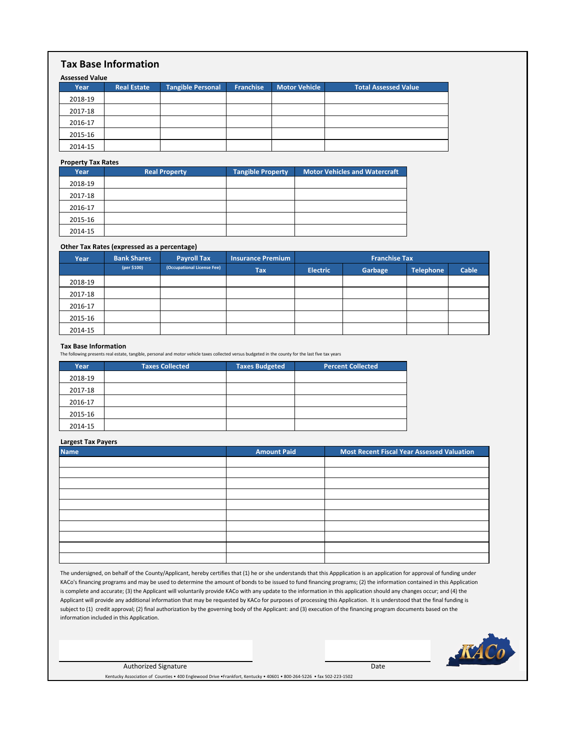## Tax Base Information

**Assessed Value**

| Year | Real Estate | Tangible Personal | Franchise | Motor Vehicle | Total Assessed Value |
|---|---|---|---|---|---|
| 2018-19 | | | | | |
| 2017-18 | | | | | |
| 2016-17 | | | | | |
| 2015-16 | | | | | |
| 2014-15 | | | | | |

**Property Tax Rates**

| Year | Real Property | Tangible Property | Motor Vehicles and Watercraft |
|---|---|---|---|
| 2018-19 | | | |
| 2017-18 | | | |
| 2016-17 | | | |
| 2015-16 | | | |
| 2014-15 | | | |

**Other Tax Rates (expressed as a percentage)**

| Year | Bank Shares | Payroll Tax | Insurance Premium | Franchise Tax | | | |
|---|---|---|---|---|---|---|---|
| | (per $100) | (Occupational License Fee) | Tax | Electric | Garbage | Telephone | Cable |
| 2018-19 | | | | | | | |
| 2017-18 | | | | | | | |
| 2016-17 | | | | | | | |
| 2015-16 | | | | | | | |
| 2014-15 | | | | | | | |

**Tax Base Information**

The following presents real estate, tangible, personal and motor vehicle taxes collected versus budgeted in the county for the last five tax years

| Year | Taxes Collected | Taxes Budgeted | Percent Collected |
|---|---|---|---|
| 2018-19 | | | |
| 2017-18 | | | |
| 2016-17 | | | |
| 2015-16 | | | |
| 2014-15 | | | |

**Largest Tax Payers**

| Name | Amount Paid | Most Recent Fiscal Year Assessed Valuation |
|---|---|---|
| | | |
| | | |
| | | |
| | | |
| | | |
| | | |
| | | |
| | | |
| | | |
| | | |

The undersigned, on behalf of the County/Applicant, hereby certifies that (1) he or she understands that this Appplication is an application for approval of funding under KACo's financing programs and may be used to determine the amount of bonds to be issued to fund financing programs; (2) the information contained in this Application is complete and accurate; (3) the Applicant will voluntarily provide KACo with any update to the information in this application should any changes occur; and (4) the Applicant will provide any additional information that may be requested by KACo for purposes of processing this Application. It is understood that the final funding is subject to (1) credit approval; (2) final authorization by the governing body of the Applicant: and (3) execution of the financing program documents based on the information included in this Application.

Authorized Signature

Date

KACo

Kentucky Association of Counties • 400 Englewood Drive •Frankfort, Kentucky • 40601 • 800-264-5226 • fax 502-223-1502